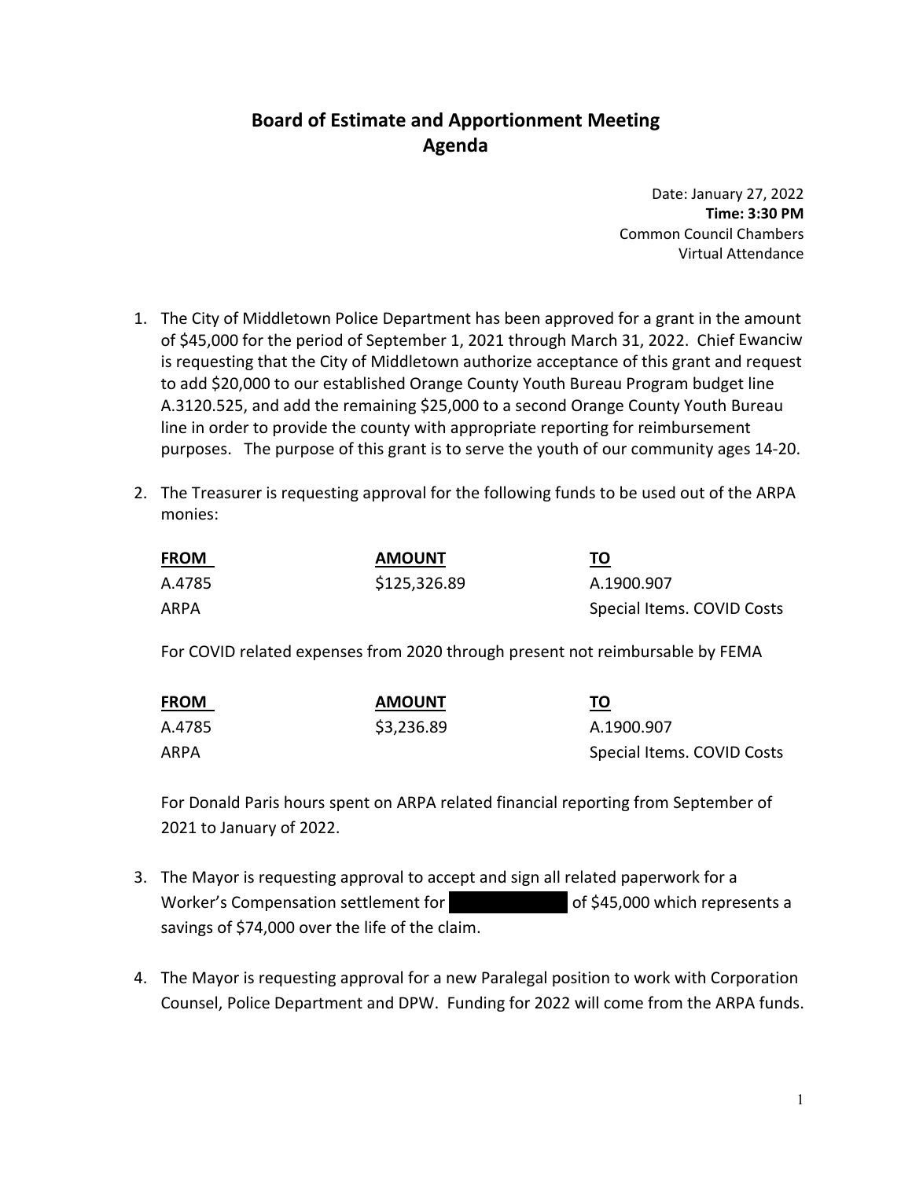# Board of Estimate and Apportionment Meeting
# Agenda

Date: January 27, 2022
**Time: 3:30 PM**
Common Council Chambers
Virtual Attendance

1. The City of Middletown Police Department has been approved for a grant in the amount of $45,000 for the period of September 1, 2021 through March 31, 2022. Chief Ewanciw is requesting that the City of Middletown authorize acceptance of this grant and request to add $20,000 to our established Orange County Youth Bureau Program budget line A.3120.525, and add the remaining $25,000 to a second Orange County Youth Bureau line in order to provide the county with appropriate reporting for reimbursement purposes. The purpose of this grant is to serve the youth of our community ages 14-20.

2. The Treasurer is requesting approval for the following funds to be used out of the ARPA monies:

   | FROM | AMOUNT | TO |
   |---|---|---|
   | A.4785 | $125,326.89 | A.1900.907 |
   | ARPA | | Special Items. COVID Costs |

   For COVID related expenses from 2020 through present not reimbursable by FEMA

   | FROM | AMOUNT | TO |
   |---|---|---|
   | A.4785 | $3,236.89 | A.1900.907 |
   | ARPA | | Special Items. COVID Costs |

   For Donald Paris hours spent on ARPA related financial reporting from September of 2021 to January of 2022.

3. The Mayor is requesting approval to accept and sign all related paperwork for a Worker's Compensation settlement for [REDACTED] of $45,000 which represents a savings of $74,000 over the life of the claim.

4. The Mayor is requesting approval for a new Paralegal position to work with Corporation Counsel, Police Department and DPW. Funding for 2022 will come from the ARPA funds.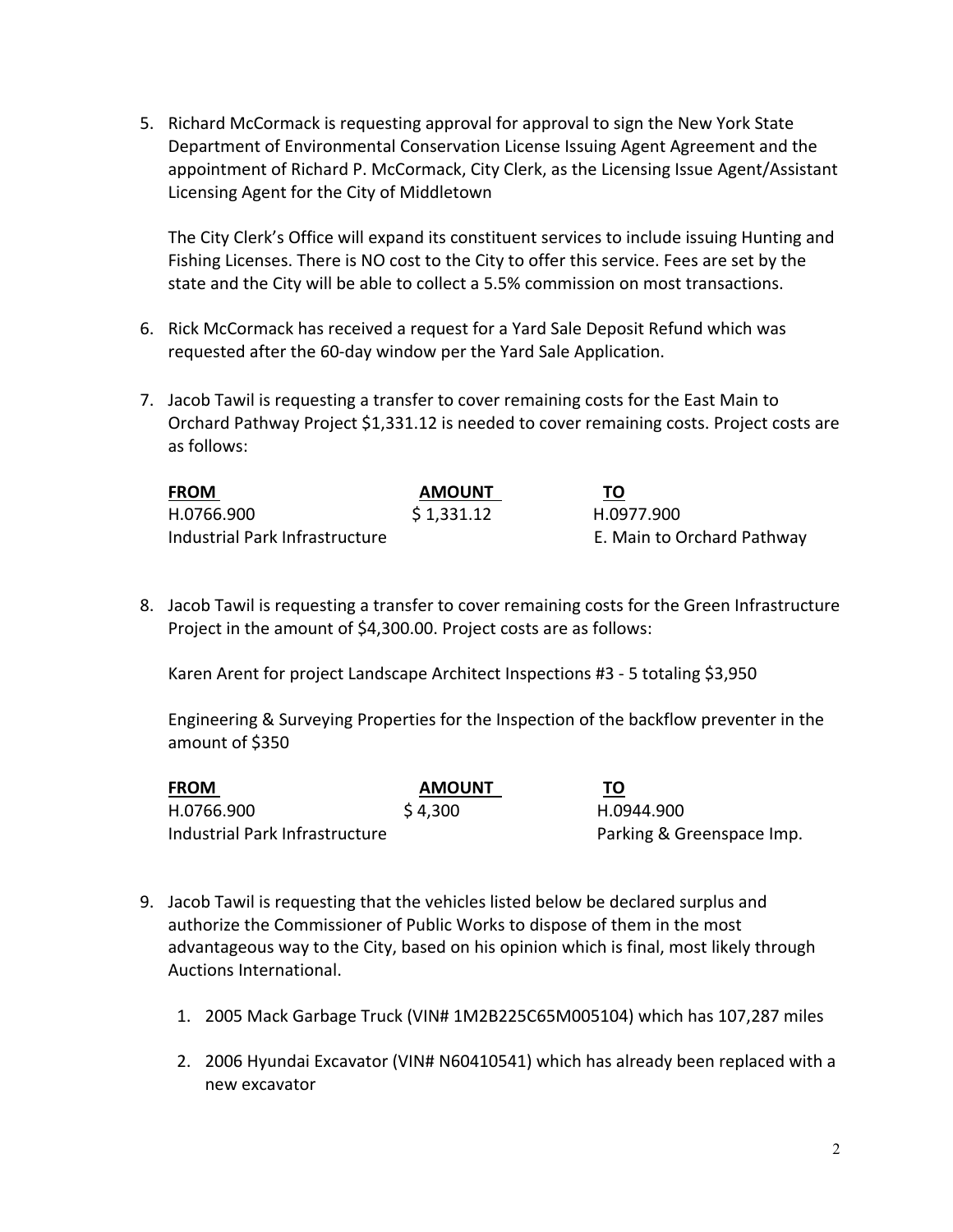5. Richard McCormack is requesting approval for approval to sign the New York State Department of Environmental Conservation License Issuing Agent Agreement and the appointment of Richard P. McCormack, City Clerk, as the Licensing Issue Agent/Assistant Licensing Agent for the City of Middletown

   The City Clerk's Office will expand its constituent services to include issuing Hunting and Fishing Licenses. There is NO cost to the City to offer this service. Fees are set by the state and the City will be able to collect a 5.5% commission on most transactions.

6. Rick McCormack has received a request for a Yard Sale Deposit Refund which was requested after the 60-day window per the Yard Sale Application.

7. Jacob Tawil is requesting a transfer to cover remaining costs for the East Main to Orchard Pathway Project $1,331.12 is needed to cover remaining costs. Project costs are as follows:

   | FROM | AMOUNT | TO |
   |---|---|---|
   | H.0766.900<br>Industrial Park Infrastructure | $ 1,331.12 | H.0977.900<br>E. Main to Orchard Pathway |

8. Jacob Tawil is requesting a transfer to cover remaining costs for the Green Infrastructure Project in the amount of $4,300.00. Project costs are as follows:

   Karen Arent for project Landscape Architect Inspections #3 - 5 totaling $3,950

   Engineering & Surveying Properties for the Inspection of the backflow preventer in the amount of $350

   | FROM | AMOUNT | TO |
   |---|---|---|
   | H.0766.900<br>Industrial Park Infrastructure | $ 4,300 | H.0944.900<br>Parking & Greenspace Imp. |

9. Jacob Tawil is requesting that the vehicles listed below be declared surplus and authorize the Commissioner of Public Works to dispose of them in the most advantageous way to the City, based on his opinion which is final, most likely through Auctions International.

   1. 2005 Mack Garbage Truck (VIN# 1M2B225C65M005104) which has 107,287 miles

   2. 2006 Hyundai Excavator (VIN# N60410541) which has already been replaced with a new excavator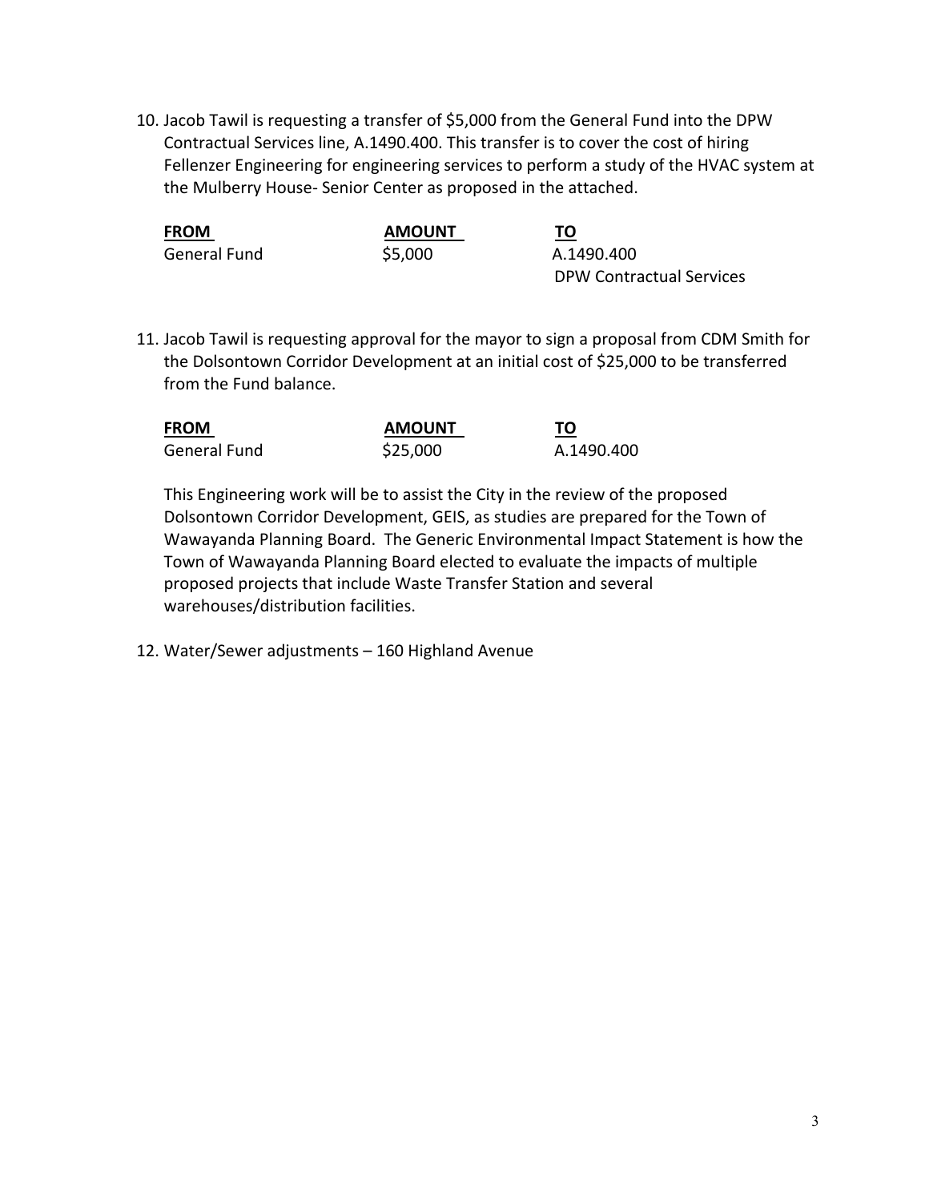10. Jacob Tawil is requesting a transfer of $5,000 from the General Fund into the DPW Contractual Services line, A.1490.400. This transfer is to cover the cost of hiring Fellenzer Engineering for engineering services to perform a study of the HVAC system at the Mulberry House- Senior Center as proposed in the attached.

| **FROM** | **AMOUNT** | **TO** |
|---|---|---|
| General Fund | $5,000 | A.1490.400 DPW Contractual Services |

11. Jacob Tawil is requesting approval for the mayor to sign a proposal from CDM Smith for the Dolsontown Corridor Development at an initial cost of $25,000 to be transferred from the Fund balance.

| **FROM** | **AMOUNT** | **TO** |
|---|---|---|
| General Fund | $25,000 | A.1490.400 |

This Engineering work will be to assist the City in the review of the proposed Dolsontown Corridor Development, GEIS, as studies are prepared for the Town of Wawayanda Planning Board. The Generic Environmental Impact Statement is how the Town of Wawayanda Planning Board elected to evaluate the impacts of multiple proposed projects that include Waste Transfer Station and several warehouses/distribution facilities.

12. Water/Sewer adjustments – 160 Highland Avenue